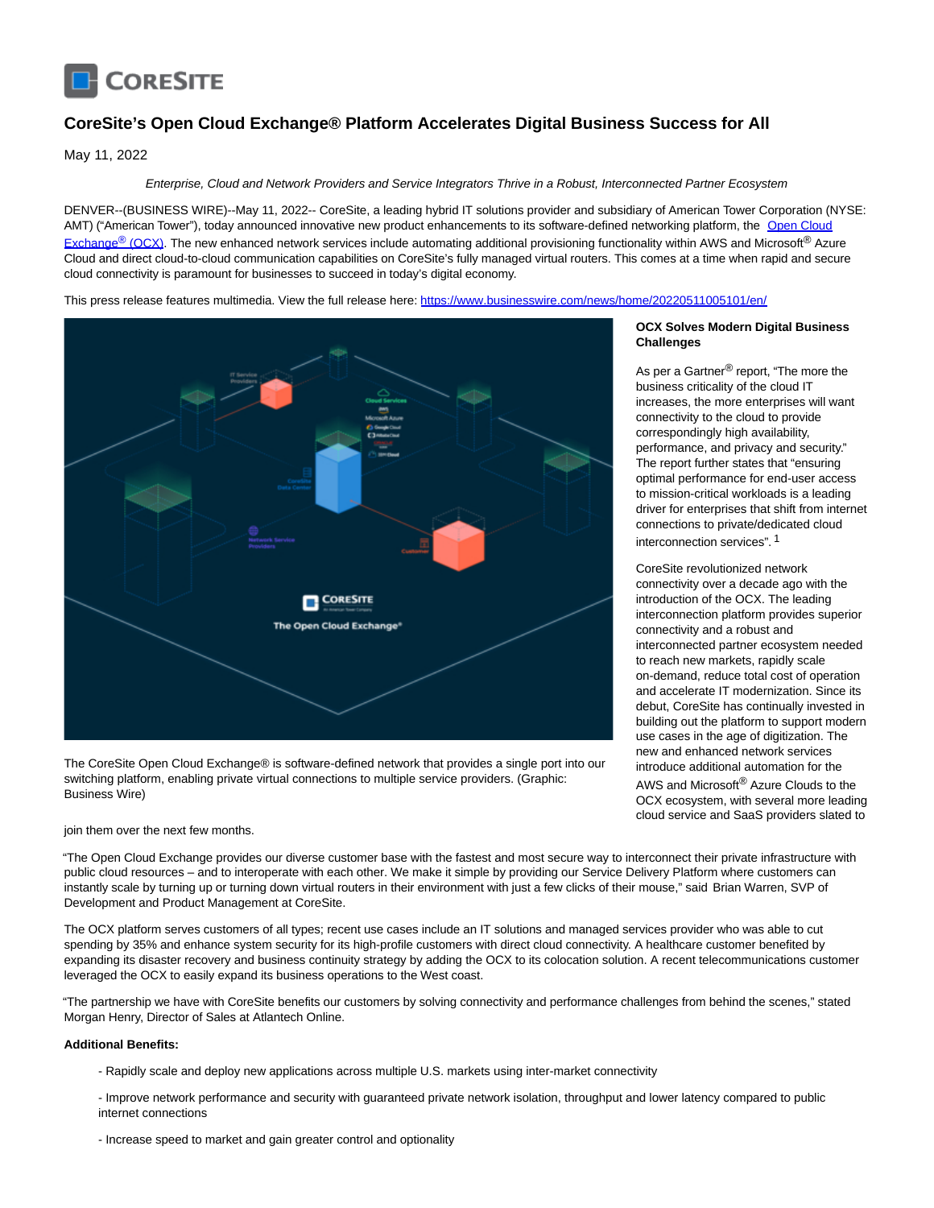# CoreSite's Open Cloud Exchange® Platform Accelerates Digital Business Success for All

May 11, 2022

*Enterprise, Cloud and Network Providers and Service Integrators Thrive in a Robust, Interconnected Partner Ecosystem*

DENVER--(BUSINESS WIRE)--May 11, 2022-- CoreSite, a leading hybrid IT solutions provider and subsidiary of American Tower Corporation (NYSE: AMT) ("American Tower"), today announced innovative new product enhancements to its software-defined networking platform, the [Open Cloud Exchange® (OCX)](). The new enhanced network services include automating additional provisioning functionality within AWS and Microsoft® Azure Cloud and direct cloud-to-cloud communication capabilities on CoreSite's fully managed virtual routers. This comes at a time when rapid and secure cloud connectivity is paramount for businesses to succeed in today's digital economy.

This press release features multimedia. View the full release here: https://www.businesswire.com/news/home/20220511005101/en/

The CoreSite Open Cloud Exchange® is software-defined network that provides a single port into our switching platform, enabling private virtual connections to multiple service providers. (Graphic: Business Wire)

**OCX Solves Modern Digital Business Challenges**

As per a Gartner® report, "The more the business criticality of the cloud IT increases, the more enterprises will want connectivity to the cloud to provide correspondingly high availability, performance, and privacy and security." The report further states that "ensuring optimal performance for end-user access to mission-critical workloads is a leading driver for enterprises that shift from internet connections to private/dedicated cloud interconnection services". [1]

CoreSite revolutionized network connectivity over a decade ago with the introduction of the OCX. The leading interconnection platform provides superior connectivity and a robust and interconnected partner ecosystem needed to reach new markets, rapidly scale on-demand, reduce total cost of operation and accelerate IT modernization. Since its debut, CoreSite has continually invested in building out the platform to support modern use cases in the age of digitization. The new and enhanced network services introduce additional automation for the AWS and Microsoft® Azure Clouds to the OCX ecosystem, with several more leading cloud service and SaaS providers slated to join them over the next few months.

"The Open Cloud Exchange provides our diverse customer base with the fastest and most secure way to interconnect their private infrastructure with public cloud resources – and to interoperate with each other. We make it simple by providing our Service Delivery Platform where customers can instantly scale by turning up or turning down virtual routers in their environment with just a few clicks of their mouse," said Brian Warren, SVP of Development and Product Management at CoreSite.

The OCX platform serves customers of all types; recent use cases include an IT solutions and managed services provider who was able to cut spending by 35% and enhance system security for its high-profile customers with direct cloud connectivity. A healthcare customer benefited by expanding its disaster recovery and business continuity strategy by adding the OCX to its colocation solution. A recent telecommunications customer leveraged the OCX to easily expand its business operations to the West coast.

"The partnership we have with CoreSite benefits our customers by solving connectivity and performance challenges from behind the scenes," stated Morgan Henry, Director of Sales at Atlantech Online.

**Additional Benefits:**

- Rapidly scale and deploy new applications across multiple U.S. markets using inter-market connectivity

- Improve network performance and security with guaranteed private network isolation, throughput and lower latency compared to public internet connections

- Increase speed to market and gain greater control and optionality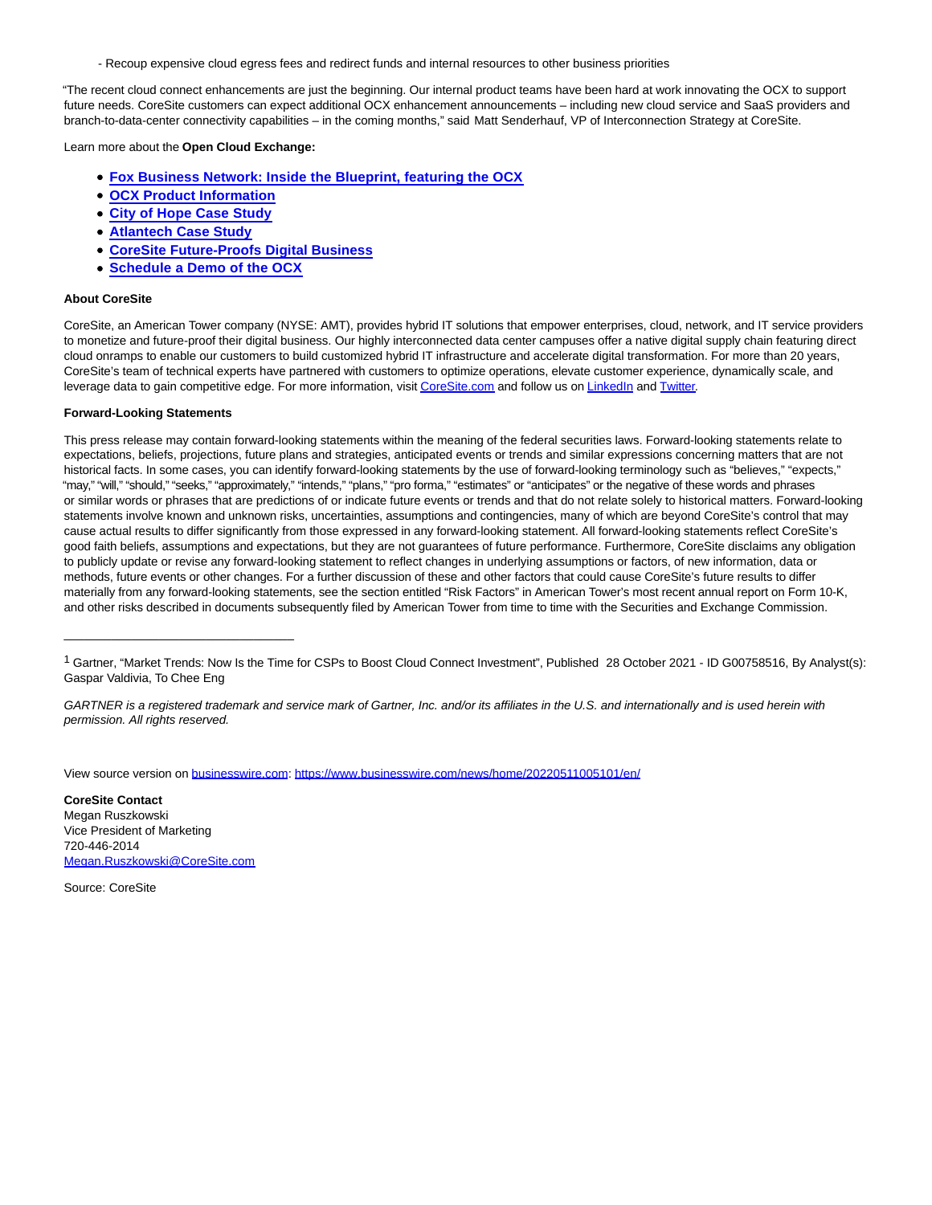- Recoup expensive cloud egress fees and redirect funds and internal resources to other business priorities

"The recent cloud connect enhancements are just the beginning. Our internal product teams have been hard at work innovating the OCX to support future needs. CoreSite customers can expect additional OCX enhancement announcements – including new cloud service and SaaS providers and branch-to-data-center connectivity capabilities – in the coming months," said Matt Senderhauf, VP of Interconnection Strategy at CoreSite.

Learn more about the **Open Cloud Exchange:**

- **Fox Business Network: Inside the Blueprint, featuring the OCX**
- **OCX Product Information**
- **City of Hope Case Study**
- **Atlantech Case Study**
- **CoreSite Future-Proofs Digital Business**
- **Schedule a Demo of the OCX**

**About CoreSite**

CoreSite, an American Tower company (NYSE: AMT), provides hybrid IT solutions that empower enterprises, cloud, network, and IT service providers to monetize and future-proof their digital business. Our highly interconnected data center campuses offer a native digital supply chain featuring direct cloud onramps to enable our customers to build customized hybrid IT infrastructure and accelerate digital transformation. For more than 20 years, CoreSite's team of technical experts have partnered with customers to optimize operations, elevate customer experience, dynamically scale, and leverage data to gain competitive edge. For more information, visit CoreSite.com and follow us on LinkedIn and Twitter.

**Forward-Looking Statements**

This press release may contain forward-looking statements within the meaning of the federal securities laws. Forward-looking statements relate to expectations, beliefs, projections, future plans and strategies, anticipated events or trends and similar expressions concerning matters that are not historical facts. In some cases, you can identify forward-looking statements by the use of forward-looking terminology such as "believes," "expects," "may," "will," "should," "seeks," "approximately," "intends," "plans," "pro forma," "estimates" or "anticipates" or the negative of these words and phrases or similar words or phrases that are predictions of or indicate future events or trends and that do not relate solely to historical matters. Forward-looking statements involve known and unknown risks, uncertainties, assumptions and contingencies, many of which are beyond CoreSite's control that may cause actual results to differ significantly from those expressed in any forward-looking statement. All forward-looking statements reflect CoreSite's good faith beliefs, assumptions and expectations, but they are not guarantees of future performance. Furthermore, CoreSite disclaims any obligation to publicly update or revise any forward-looking statement to reflect changes in underlying assumptions or factors, of new information, data or methods, future events or other changes. For a further discussion of these and other factors that could cause CoreSite's future results to differ materially from any forward-looking statements, see the section entitled "Risk Factors" in American Tower's most recent annual report on Form 10-K, and other risks described in documents subsequently filed by American Tower from time to time with the Securities and Exchange Commission.

---

[1] Gartner, "Market Trends: Now Is the Time for CSPs to Boost Cloud Connect Investment", Published 28 October 2021 - ID G00758516, By Analyst(s): Gaspar Valdivia, To Chee Eng

*GARTNER is a registered trademark and service mark of Gartner, Inc. and/or its affiliates in the U.S. and internationally and is used herein with permission. All rights reserved.*

View source version on businesswire.com: https://www.businesswire.com/news/home/20220511005101/en/

**CoreSite Contact**
Megan Ruszkowski
Vice President of Marketing
720-446-2014
Megan.Ruszkowski@CoreSite.com

Source: CoreSite